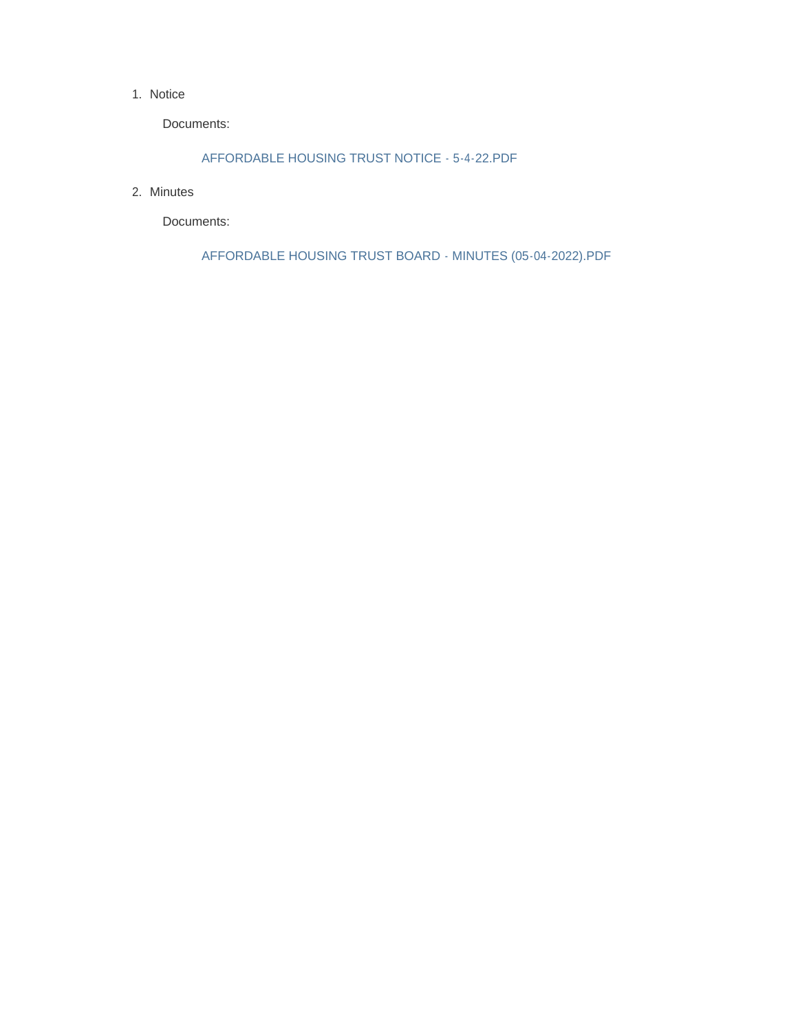1. Notice

   Documents:

   AFFORDABLE HOUSING TRUST NOTICE - 5-4-22.PDF

2. Minutes

   Documents:

   AFFORDABLE HOUSING TRUST BOARD - MINUTES (05-04-2022).PDF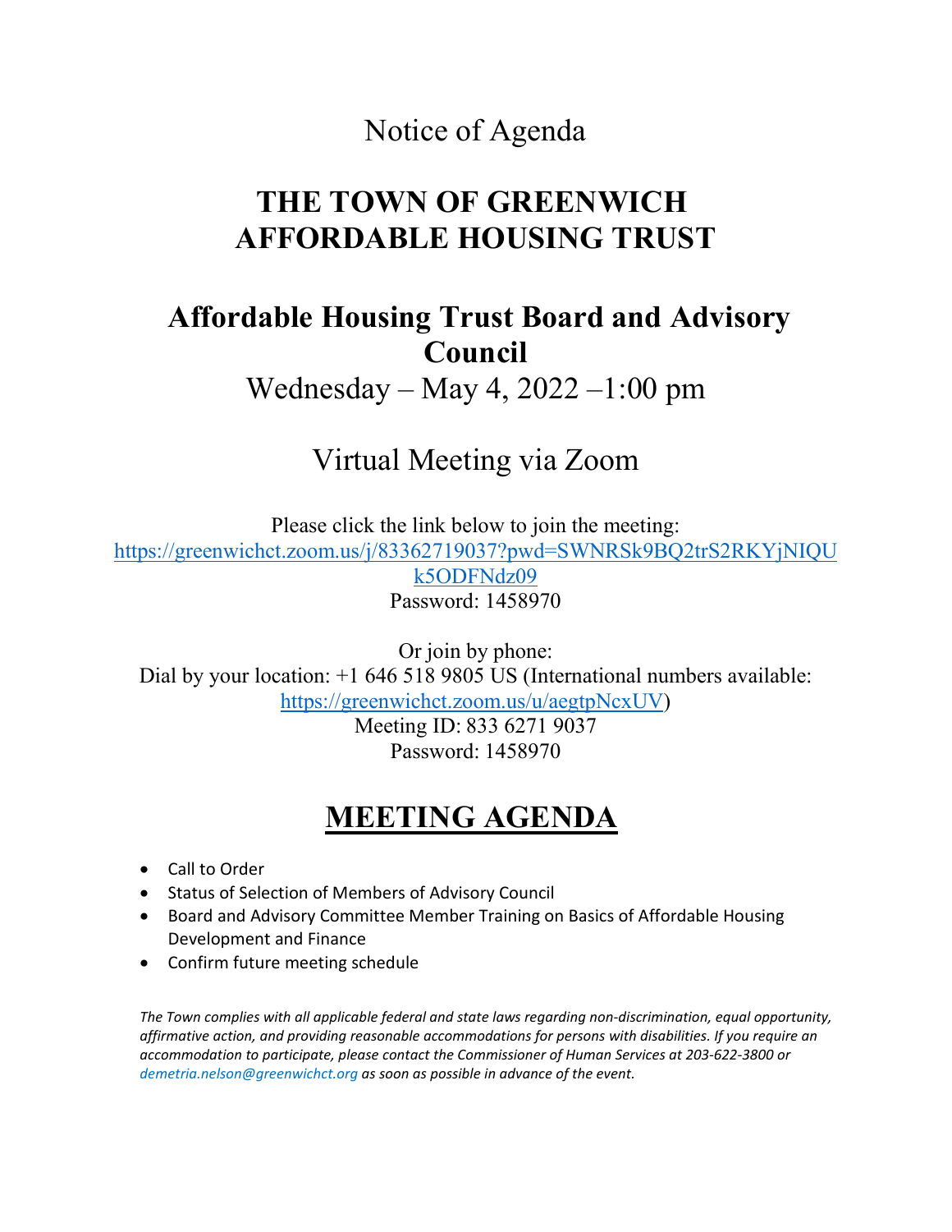Notice of Agenda

# THE TOWN OF GREENWICH AFFORDABLE HOUSING TRUST

## Affordable Housing Trust Board and Advisory Council

Wednesday – May 4, 2022 –1:00 pm

Virtual Meeting via Zoom

Please click the link below to join the meeting:
[https://greenwichct.zoom.us/j/83362719037?pwd=SWNRSk9BQ2trS2RKYjNIQUk5ODFNdz09](https://greenwichct.zoom.us/j/83362719037?pwd=SWNRSk9BQ2trS2RKYjNIQUk5ODFNdz09)
Password: 1458970

Or join by phone:
Dial by your location: +1 646 518 9805 US (International numbers available: [https://greenwichct.zoom.us/u/aegtpNcxUV](https://greenwichct.zoom.us/u/aegtpNcxUV))
Meeting ID: 833 6271 9037
Password: 1458970

## MEETING AGENDA

- Call to Order
- Status of Selection of Members of Advisory Council
- Board and Advisory Committee Member Training on Basics of Affordable Housing Development and Finance
- Confirm future meeting schedule

*The Town complies with all applicable federal and state laws regarding non-discrimination, equal opportunity, affirmative action, and providing reasonable accommodations for persons with disabilities. If you require an accommodation to participate, please contact the Commissioner of Human Services at 203-622-3800 or demetria.nelson@greenwichct.org as soon as possible in advance of the event.*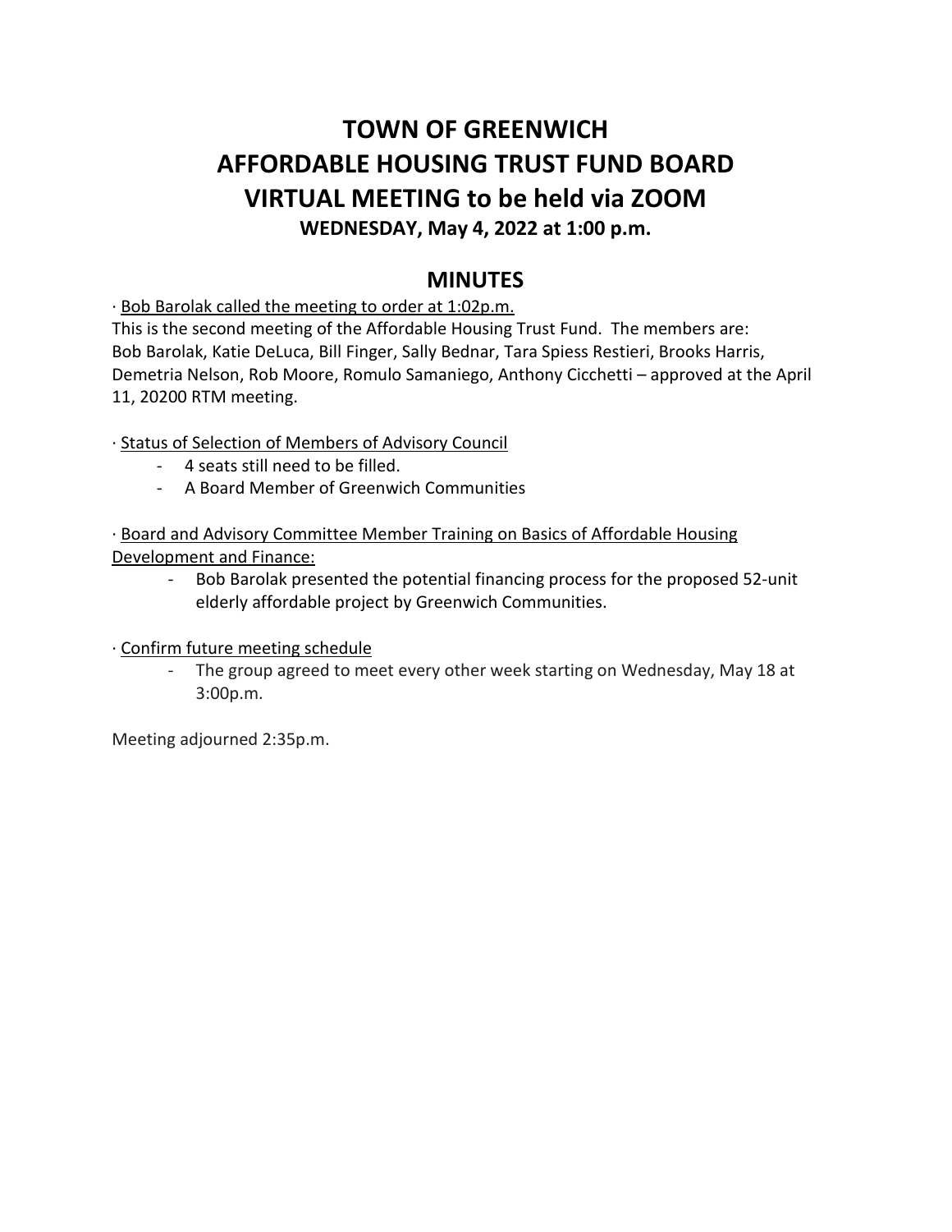# TOWN OF GREENWICH
# AFFORDABLE HOUSING TRUST FUND BOARD
# VIRTUAL MEETING to be held via ZOOM

**WEDNESDAY, May 4, 2022 at 1:00 p.m.**

## MINUTES

· Bob Barolak called the meeting to order at 1:02p.m.

This is the second meeting of the Affordable Housing Trust Fund. The members are: Bob Barolak, Katie DeLuca, Bill Finger, Sally Bednar, Tara Spiess Restieri, Brooks Harris, Demetria Nelson, Rob Moore, Romulo Samaniego, Anthony Cicchetti – approved at the April 11, 20200 RTM meeting.

· Status of Selection of Members of Advisory Council

- 4 seats still need to be filled.
- A Board Member of Greenwich Communities

· Board and Advisory Committee Member Training on Basics of Affordable Housing Development and Finance:

- Bob Barolak presented the potential financing process for the proposed 52-unit elderly affordable project by Greenwich Communities.

· Confirm future meeting schedule

- The group agreed to meet every other week starting on Wednesday, May 18 at 3:00p.m.

Meeting adjourned 2:35p.m.